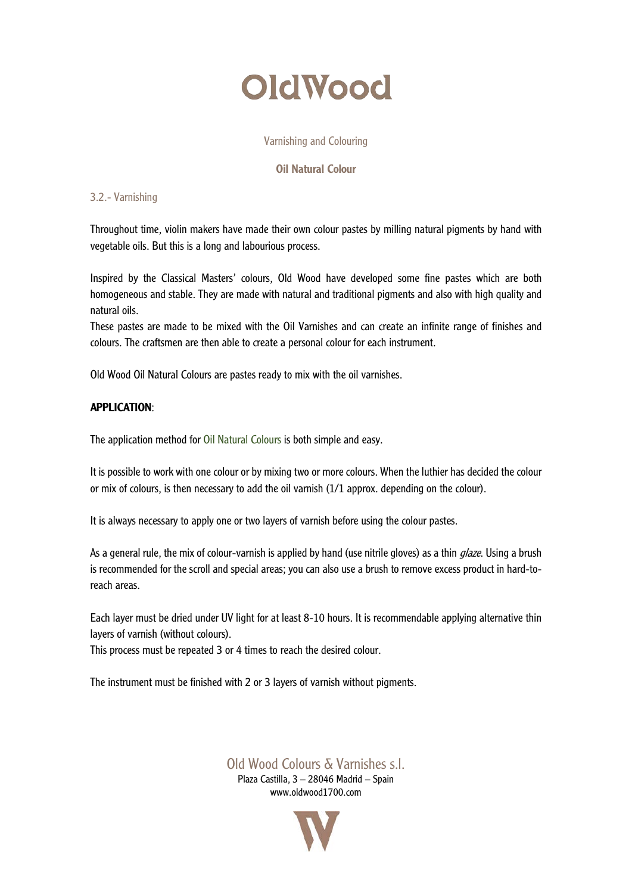# OldWood

Varnishing and Colouring

**Oil Natural Colour**

## 3.2.- Varnishing

Throughout time, violin makers have made their own colour pastes by milling natural pigments by hand with vegetable oils. But this is a long and labourious process.

Inspired by the Classical Masters' colours, Old Wood have developed some fine pastes which are both homogeneous and stable. They are made with natural and traditional pigments and also with high quality and natural oils.
These pastes are made to be mixed with the Oil Varnishes and can create an infinite range of finishes and colours. The craftsmen are then able to create a personal colour for each instrument.

Old Wood Oil Natural Colours are pastes ready to mix with the oil varnishes.

**APPLICATION**:

The application method for Oil Natural Colours is both simple and easy.

It is possible to work with one colour or by mixing two or more colours. When the luthier has decided the colour or mix of colours, is then necessary to add the oil varnish (1/1 approx. depending on the colour).

It is always necessary to apply one or two layers of varnish before using the colour pastes.

As a general rule, the mix of colour-varnish is applied by hand (use nitrile gloves) as a thin *glaze*. Using a brush is recommended for the scroll and special areas; you can also use a brush to remove excess product in hard-to-reach areas.

Each layer must be dried under UV light for at least 8-10 hours. It is recommendable applying alternative thin layers of varnish (without colours).
This process must be repeated 3 or 4 times to reach the desired colour.

The instrument must be finished with 2 or 3 layers of varnish without pigments.

Old Wood Colours & Varnishes s.l.
Plaza Castilla, 3 – 28046 Madrid – Spain
www.oldwood1700.com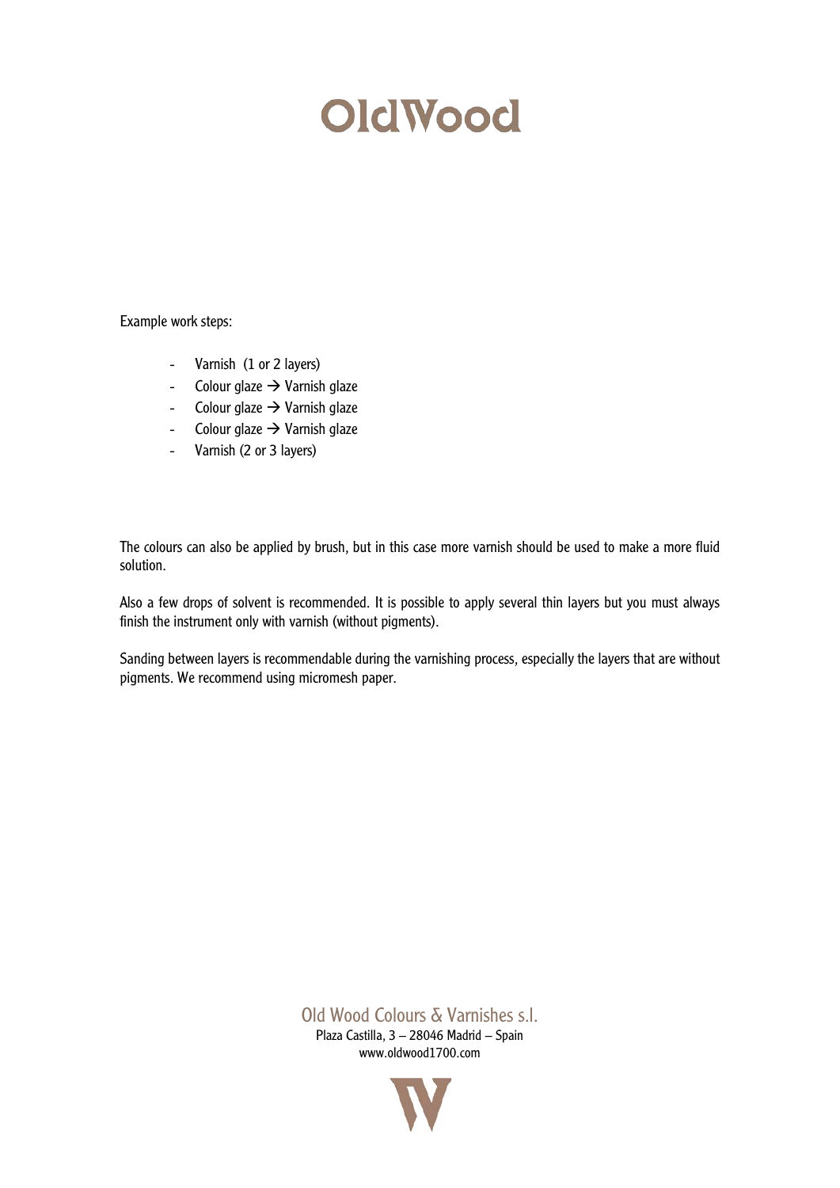# OldWood

Example work steps:

- Varnish (1 or 2 layers)
- Colour glaze → Varnish glaze
- Colour glaze → Varnish glaze
- Colour glaze → Varnish glaze
- Varnish (2 or 3 layers)

The colours can also be applied by brush, but in this case more varnish should be used to make a more fluid solution.

Also a few drops of solvent is recommended. It is possible to apply several thin layers but you must always finish the instrument only with varnish (without pigments).

Sanding between layers is recommendable during the varnishing process, especially the layers that are without pigments. We recommend using micromesh paper.

Old Wood Colours & Varnishes s.l.
Plaza Castilla, 3 – 28046 Madrid – Spain
www.oldwood1700.com